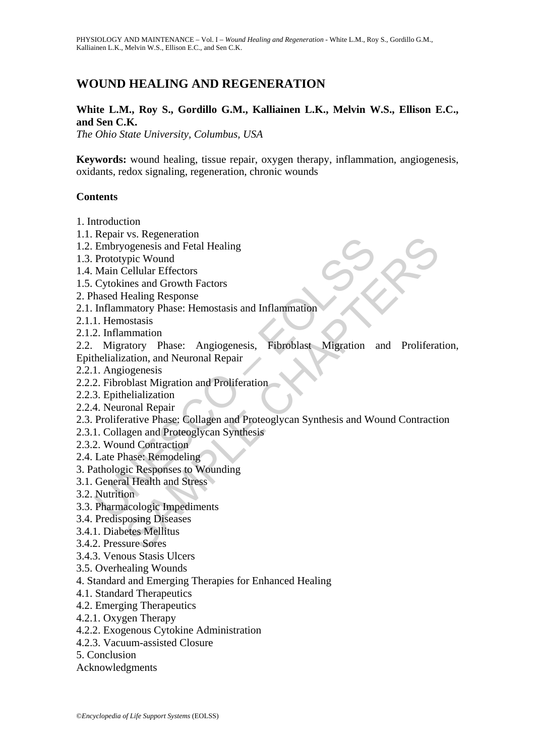# WOUND HEALING AND REGENERATION

**White L.M., Roy S., Gordillo G.M., Kalliainen L.K., Melvin W.S., Ellison E.C., and Sen C.K.**

*The Ohio State University, Columbus, USA*

**Keywords:** wound healing, tissue repair, oxygen therapy, inflammation, angiogenesis, oxidants, redox signaling, regeneration, chronic wounds

## Contents

1. Introduction
1.1. Repair vs. Regeneration
1.2. Embryogenesis and Fetal Healing
1.3. Prototypic Wound
1.4. Main Cellular Effectors
1.5. Cytokines and Growth Factors
2. Phased Healing Response
2.1. Inflammatory Phase: Hemostasis and Inflammation
2.1.1. Hemostasis
2.1.2. Inflammation
2.2. Migratory Phase: Angiogenesis, Fibroblast Migration and Proliferation, Epithelialization, and Neuronal Repair
2.2.1. Angiogenesis
2.2.2. Fibroblast Migration and Proliferation
2.2.3. Epithelialization
2.2.4. Neuronal Repair
2.3. Proliferative Phase: Collagen and Proteoglycan Synthesis and Wound Contraction
2.3.1. Collagen and Proteoglycan Synthesis
2.3.2. Wound Contraction
2.4. Late Phase: Remodeling
3. Pathologic Responses to Wounding
3.1. General Health and Stress
3.2. Nutrition
3.3. Pharmacologic Impediments
3.4. Predisposing Diseases
3.4.1. Diabetes Mellitus
3.4.2. Pressure Sores
3.4.3. Venous Stasis Ulcers
3.5. Overhealing Wounds
4. Standard and Emerging Therapies for Enhanced Healing
4.1. Standard Therapeutics
4.2. Emerging Therapeutics
4.2.1. Oxygen Therapy
4.2.2. Exogenous Cytokine Administration
4.2.3. Vacuum-assisted Closure
5. Conclusion
Acknowledgments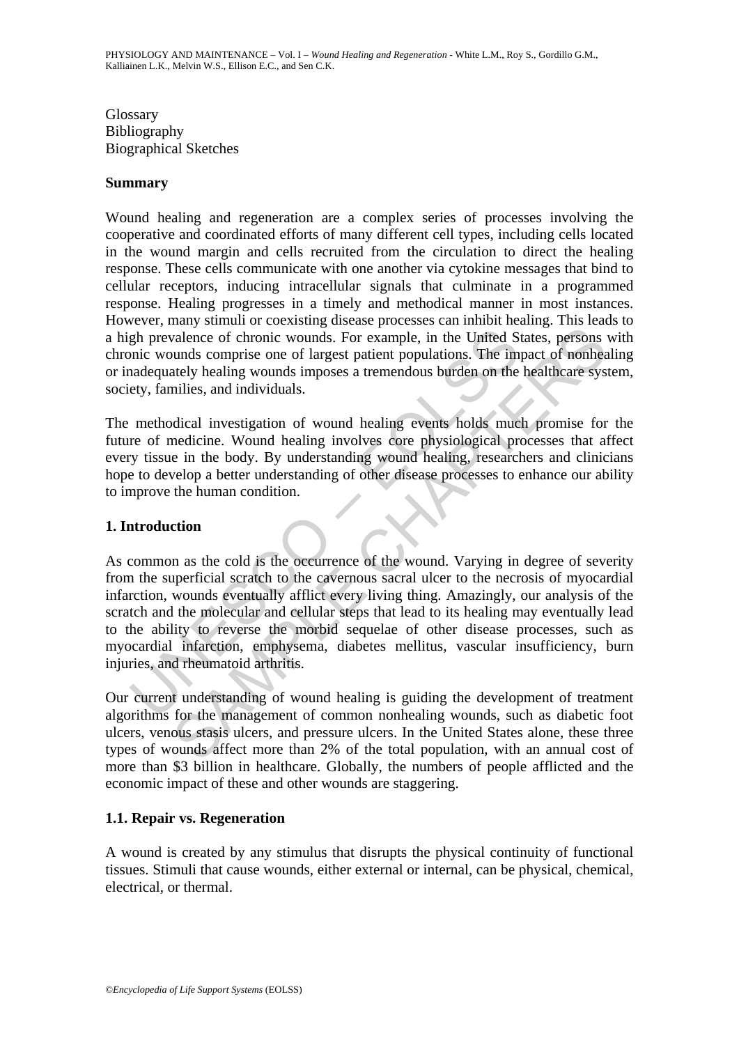Glossary
Bibliography
Biographical Sketches

## Summary

Wound healing and regeneration are a complex series of processes involving the cooperative and coordinated efforts of many different cell types, including cells located in the wound margin and cells recruited from the circulation to direct the healing response. These cells communicate with one another via cytokine messages that bind to cellular receptors, inducing intracellular signals that culminate in a programmed response. Healing progresses in a timely and methodical manner in most instances. However, many stimuli or coexisting disease processes can inhibit healing. This leads to a high prevalence of chronic wounds. For example, in the United States, persons with chronic wounds comprise one of largest patient populations. The impact of nonhealing or inadequately healing wounds imposes a tremendous burden on the healthcare system, society, families, and individuals.

The methodical investigation of wound healing events holds much promise for the future of medicine. Wound healing involves core physiological processes that affect every tissue in the body. By understanding wound healing, researchers and clinicians hope to develop a better understanding of other disease processes to enhance our ability to improve the human condition.

## 1. Introduction

As common as the cold is the occurrence of the wound. Varying in degree of severity from the superficial scratch to the cavernous sacral ulcer to the necrosis of myocardial infarction, wounds eventually afflict every living thing. Amazingly, our analysis of the scratch and the molecular and cellular steps that lead to its healing may eventually lead to the ability to reverse the morbid sequelae of other disease processes, such as myocardial infarction, emphysema, diabetes mellitus, vascular insufficiency, burn injuries, and rheumatoid arthritis.

Our current understanding of wound healing is guiding the development of treatment algorithms for the management of common nonhealing wounds, such as diabetic foot ulcers, venous stasis ulcers, and pressure ulcers. In the United States alone, these three types of wounds affect more than 2% of the total population, with an annual cost of more than $3 billion in healthcare. Globally, the numbers of people afflicted and the economic impact of these and other wounds are staggering.

### 1.1. Repair vs. Regeneration

A wound is created by any stimulus that disrupts the physical continuity of functional tissues. Stimuli that cause wounds, either external or internal, can be physical, chemical, electrical, or thermal.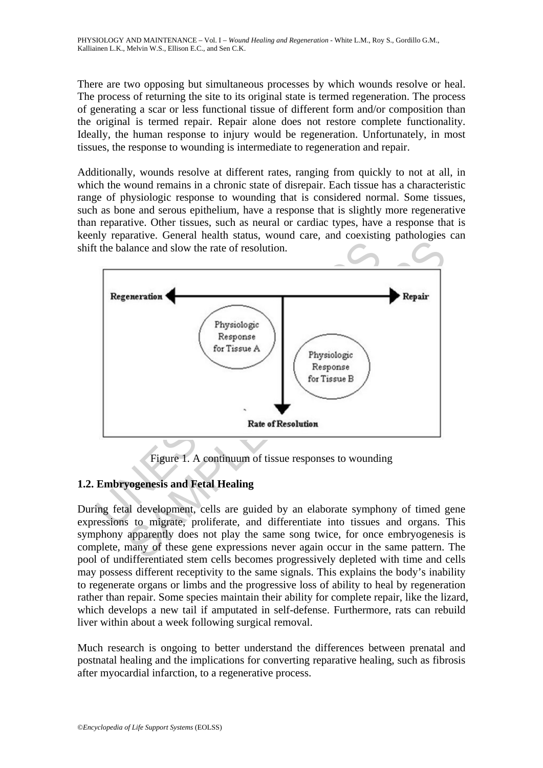There are two opposing but simultaneous processes by which wounds resolve or heal. The process of returning the site to its original state is termed regeneration. The process of generating a scar or less functional tissue of different form and/or composition than the original is termed repair. Repair alone does not restore complete functionality. Ideally, the human response to injury would be regeneration. Unfortunately, in most tissues, the response to wounding is intermediate to regeneration and repair.

Additionally, wounds resolve at different rates, ranging from quickly to not at all, in which the wound remains in a chronic state of disrepair. Each tissue has a characteristic range of physiologic response to wounding that is considered normal. Some tissues, such as bone and serous epithelium, have a response that is slightly more regenerative than reparative. Other tissues, such as neural or cardiac types, have a response that is keenly reparative. General health status, wound care, and coexisting pathologies can shift the balance and slow the rate of resolution.

Regeneration ← → Repair

Physiologic Response for Tissue A

Physiologic Response for Tissue B

Rate of Resolution

Figure 1. A continuum of tissue responses to wounding

### 1.2. Embryogenesis and Fetal Healing

During fetal development, cells are guided by an elaborate symphony of timed gene expressions to migrate, proliferate, and differentiate into tissues and organs. This symphony apparently does not play the same song twice, for once embryogenesis is complete, many of these gene expressions never again occur in the same pattern. The pool of undifferentiated stem cells becomes progressively depleted with time and cells may possess different receptivity to the same signals. This explains the body's inability to regenerate organs or limbs and the progressive loss of ability to heal by regeneration rather than repair. Some species maintain their ability for complete repair, like the lizard, which develops a new tail if amputated in self-defense. Furthermore, rats can rebuild liver within about a week following surgical removal.

Much research is ongoing to better understand the differences between prenatal and postnatal healing and the implications for converting reparative healing, such as fibrosis after myocardial infarction, to a regenerative process.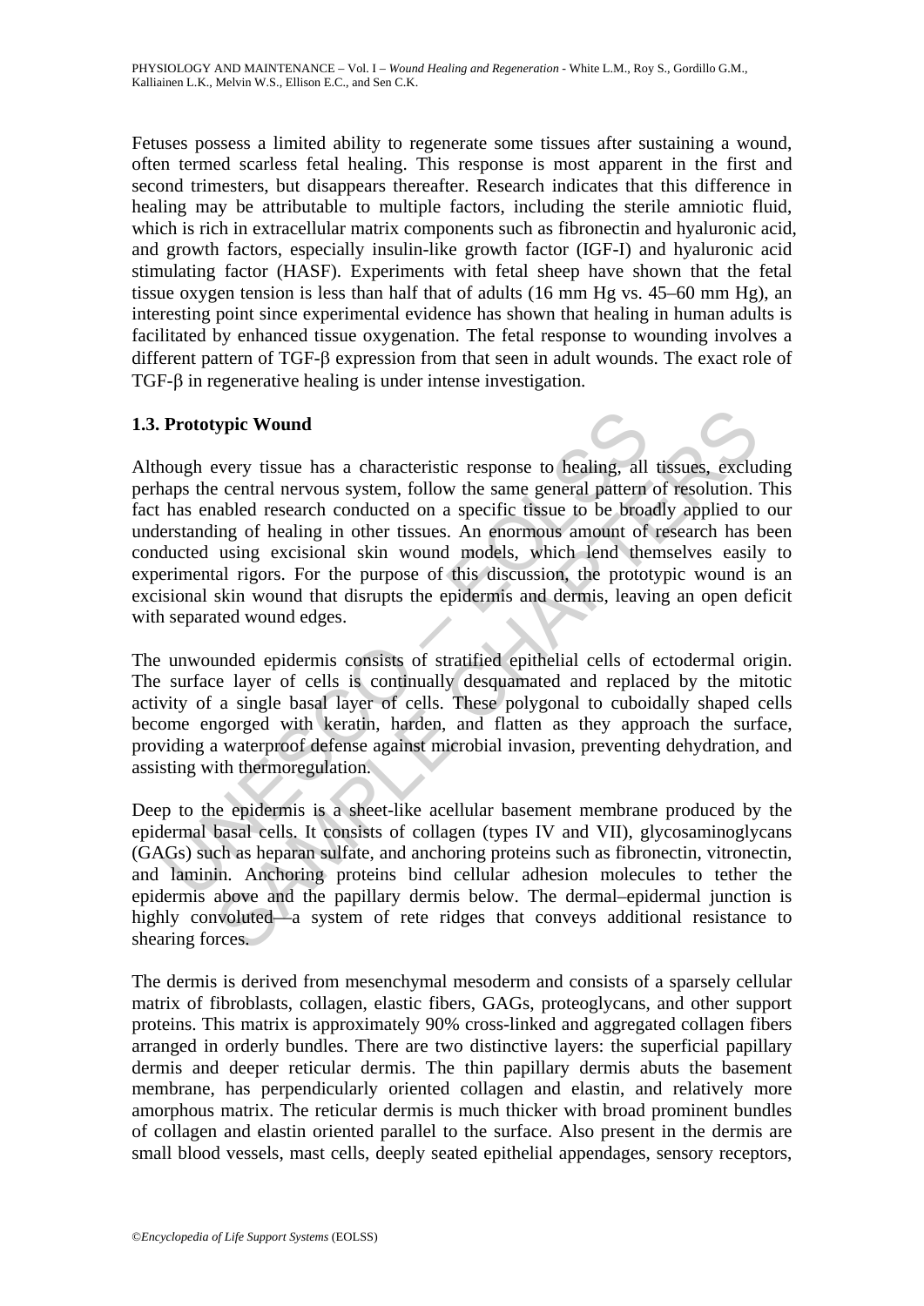Fetuses possess a limited ability to regenerate some tissues after sustaining a wound, often termed scarless fetal healing. This response is most apparent in the first and second trimesters, but disappears thereafter. Research indicates that this difference in healing may be attributable to multiple factors, including the sterile amniotic fluid, which is rich in extracellular matrix components such as fibronectin and hyaluronic acid, and growth factors, especially insulin-like growth factor (IGF-I) and hyaluronic acid stimulating factor (HASF). Experiments with fetal sheep have shown that the fetal tissue oxygen tension is less than half that of adults (16 mm Hg vs. 45–60 mm Hg), an interesting point since experimental evidence has shown that healing in human adults is facilitated by enhanced tissue oxygenation. The fetal response to wounding involves a different pattern of TGF-β expression from that seen in adult wounds. The exact role of TGF-β in regenerative healing is under intense investigation.

### 1.3. Prototypic Wound

Although every tissue has a characteristic response to healing, all tissues, excluding perhaps the central nervous system, follow the same general pattern of resolution. This fact has enabled research conducted on a specific tissue to be broadly applied to our understanding of healing in other tissues. An enormous amount of research has been conducted using excisional skin wound models, which lend themselves easily to experimental rigors. For the purpose of this discussion, the prototypic wound is an excisional skin wound that disrupts the epidermis and dermis, leaving an open deficit with separated wound edges.

The unwounded epidermis consists of stratified epithelial cells of ectodermal origin. The surface layer of cells is continually desquamated and replaced by the mitotic activity of a single basal layer of cells. These polygonal to cuboidally shaped cells become engorged with keratin, harden, and flatten as they approach the surface, providing a waterproof defense against microbial invasion, preventing dehydration, and assisting with thermoregulation.

Deep to the epidermis is a sheet-like acellular basement membrane produced by the epidermal basal cells. It consists of collagen (types IV and VII), glycosaminoglycans (GAGs) such as heparan sulfate, and anchoring proteins such as fibronectin, vitronectin, and laminin. Anchoring proteins bind cellular adhesion molecules to tether the epidermis above and the papillary dermis below. The dermal–epidermal junction is highly convoluted—a system of rete ridges that conveys additional resistance to shearing forces.

The dermis is derived from mesenchymal mesoderm and consists of a sparsely cellular matrix of fibroblasts, collagen, elastic fibers, GAGs, proteoglycans, and other support proteins. This matrix is approximately 90% cross-linked and aggregated collagen fibers arranged in orderly bundles. There are two distinctive layers: the superficial papillary dermis and deeper reticular dermis. The thin papillary dermis abuts the basement membrane, has perpendicularly oriented collagen and elastin, and relatively more amorphous matrix. The reticular dermis is much thicker with broad prominent bundles of collagen and elastin oriented parallel to the surface. Also present in the dermis are small blood vessels, mast cells, deeply seated epithelial appendages, sensory receptors,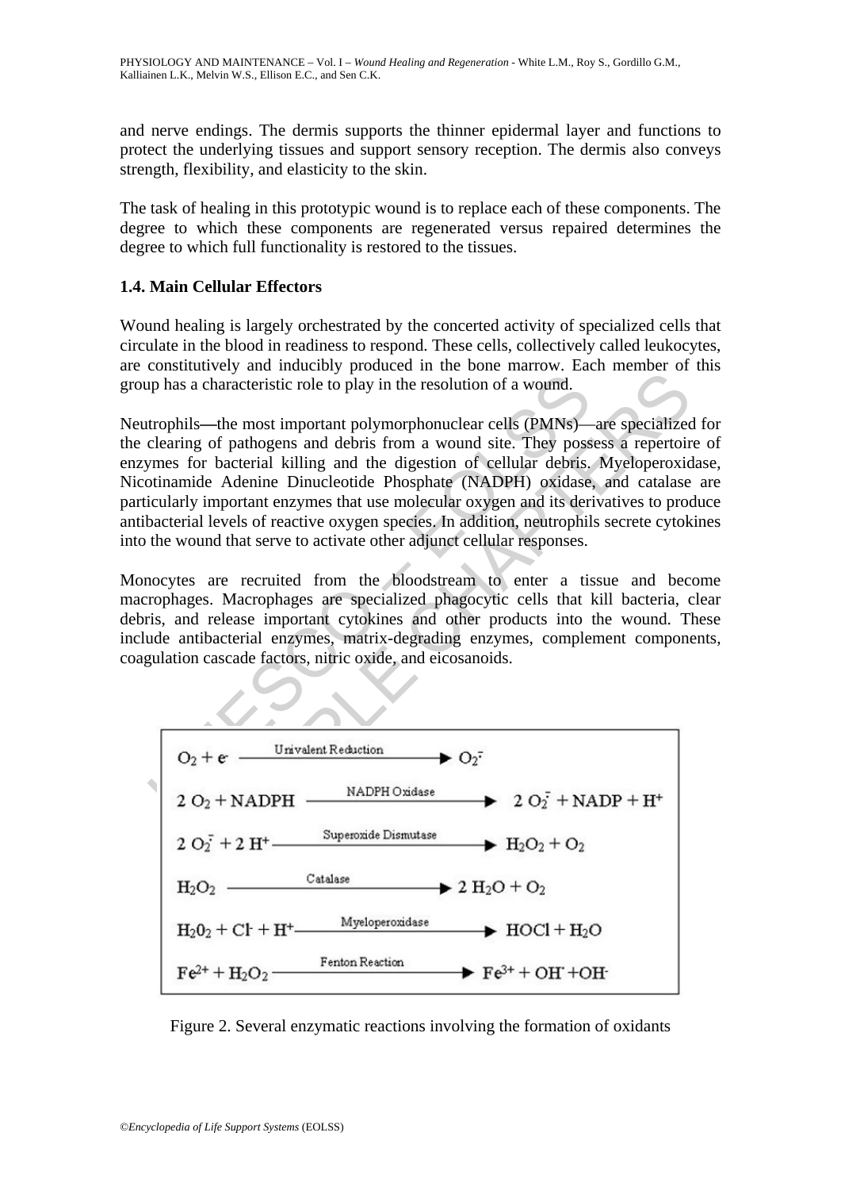and nerve endings. The dermis supports the thinner epidermal layer and functions to protect the underlying tissues and support sensory reception. The dermis also conveys strength, flexibility, and elasticity to the skin.

The task of healing in this prototypic wound is to replace each of these components. The degree to which these components are regenerated versus repaired determines the degree to which full functionality is restored to the tissues.

### 1.4. Main Cellular Effectors

Wound healing is largely orchestrated by the concerted activity of specialized cells that circulate in the blood in readiness to respond. These cells, collectively called leukocytes, are constitutively and inducibly produced in the bone marrow. Each member of this group has a characteristic role to play in the resolution of a wound.

Neutrophils—the most important polymorphonuclear cells (PMNs)—are specialized for the clearing of pathogens and debris from a wound site. They possess a repertoire of enzymes for bacterial killing and the digestion of cellular debris. Myeloperoxidase, Nicotinamide Adenine Dinucleotide Phosphate (NADPH) oxidase, and catalase are particularly important enzymes that use molecular oxygen and its derivatives to produce antibacterial levels of reactive oxygen species. In addition, neutrophils secrete cytokines into the wound that serve to activate other adjunct cellular responses.

Monocytes are recruited from the bloodstream to enter a tissue and become macrophages. Macrophages are specialized phagocytic cells that kill bacteria, clear debris, and release important cytokines and other products into the wound. These include antibacterial enzymes, matrix-degrading enzymes, complement components, coagulation cascade factors, nitric oxide, and eicosanoids.

$$O_2 + e^- \xrightarrow{\text{Univalent Reduction}} O_2^{\cdot -}$$

$$2\,O_2 + NADPH \xrightarrow{\text{NADPH Oxidase}} 2\,O_2^{\cdot -} + NADP + H^+$$

$$2\,O_2^{\cdot -} + 2\,H^+ \xrightarrow{\text{Superoxide Dismutase}} H_2O_2 + O_2$$

$$H_2O_2 \xrightarrow{\text{Catalase}} 2\,H_2O + O_2$$

$$H_2O_2 + Cl^- + H^+ \xrightarrow{\text{Myeloperoxidase}} HOCl + H_2O$$

$$Fe^{2+} + H_2O_2 \xrightarrow{\text{Fenton Reaction}} Fe^{3+} + OH^{\cdot} + OH^-$$

Figure 2. Several enzymatic reactions involving the formation of oxidants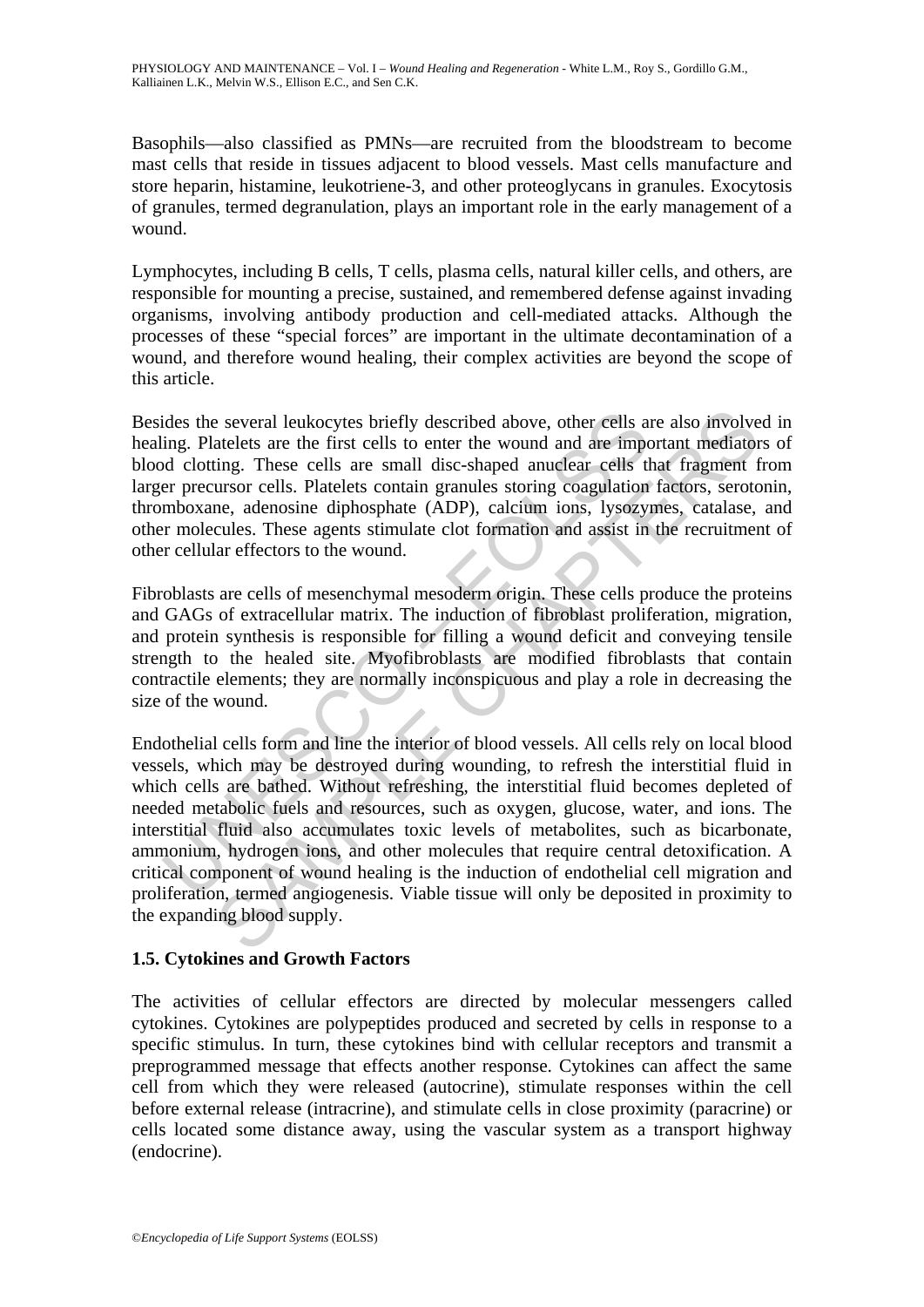Basophils—also classified as PMNs—are recruited from the bloodstream to become mast cells that reside in tissues adjacent to blood vessels. Mast cells manufacture and store heparin, histamine, leukotriene-3, and other proteoglycans in granules. Exocytosis of granules, termed degranulation, plays an important role in the early management of a wound.

Lymphocytes, including B cells, T cells, plasma cells, natural killer cells, and others, are responsible for mounting a precise, sustained, and remembered defense against invading organisms, involving antibody production and cell-mediated attacks. Although the processes of these "special forces" are important in the ultimate decontamination of a wound, and therefore wound healing, their complex activities are beyond the scope of this article.

Besides the several leukocytes briefly described above, other cells are also involved in healing. Platelets are the first cells to enter the wound and are important mediators of blood clotting. These cells are small disc-shaped anuclear cells that fragment from larger precursor cells. Platelets contain granules storing coagulation factors, serotonin, thromboxane, adenosine diphosphate (ADP), calcium ions, lysozymes, catalase, and other molecules. These agents stimulate clot formation and assist in the recruitment of other cellular effectors to the wound.

Fibroblasts are cells of mesenchymal mesoderm origin. These cells produce the proteins and GAGs of extracellular matrix. The induction of fibroblast proliferation, migration, and protein synthesis is responsible for filling a wound deficit and conveying tensile strength to the healed site. Myofibroblasts are modified fibroblasts that contain contractile elements; they are normally inconspicuous and play a role in decreasing the size of the wound.

Endothelial cells form and line the interior of blood vessels. All cells rely on local blood vessels, which may be destroyed during wounding, to refresh the interstitial fluid in which cells are bathed. Without refreshing, the interstitial fluid becomes depleted of needed metabolic fuels and resources, such as oxygen, glucose, water, and ions. The interstitial fluid also accumulates toxic levels of metabolites, such as bicarbonate, ammonium, hydrogen ions, and other molecules that require central detoxification. A critical component of wound healing is the induction of endothelial cell migration and proliferation, termed angiogenesis. Viable tissue will only be deposited in proximity to the expanding blood supply.

### 1.5. Cytokines and Growth Factors

The activities of cellular effectors are directed by molecular messengers called cytokines. Cytokines are polypeptides produced and secreted by cells in response to a specific stimulus. In turn, these cytokines bind with cellular receptors and transmit a preprogrammed message that effects another response. Cytokines can affect the same cell from which they were released (autocrine), stimulate responses within the cell before external release (intracrine), and stimulate cells in close proximity (paracrine) or cells located some distance away, using the vascular system as a transport highway (endocrine).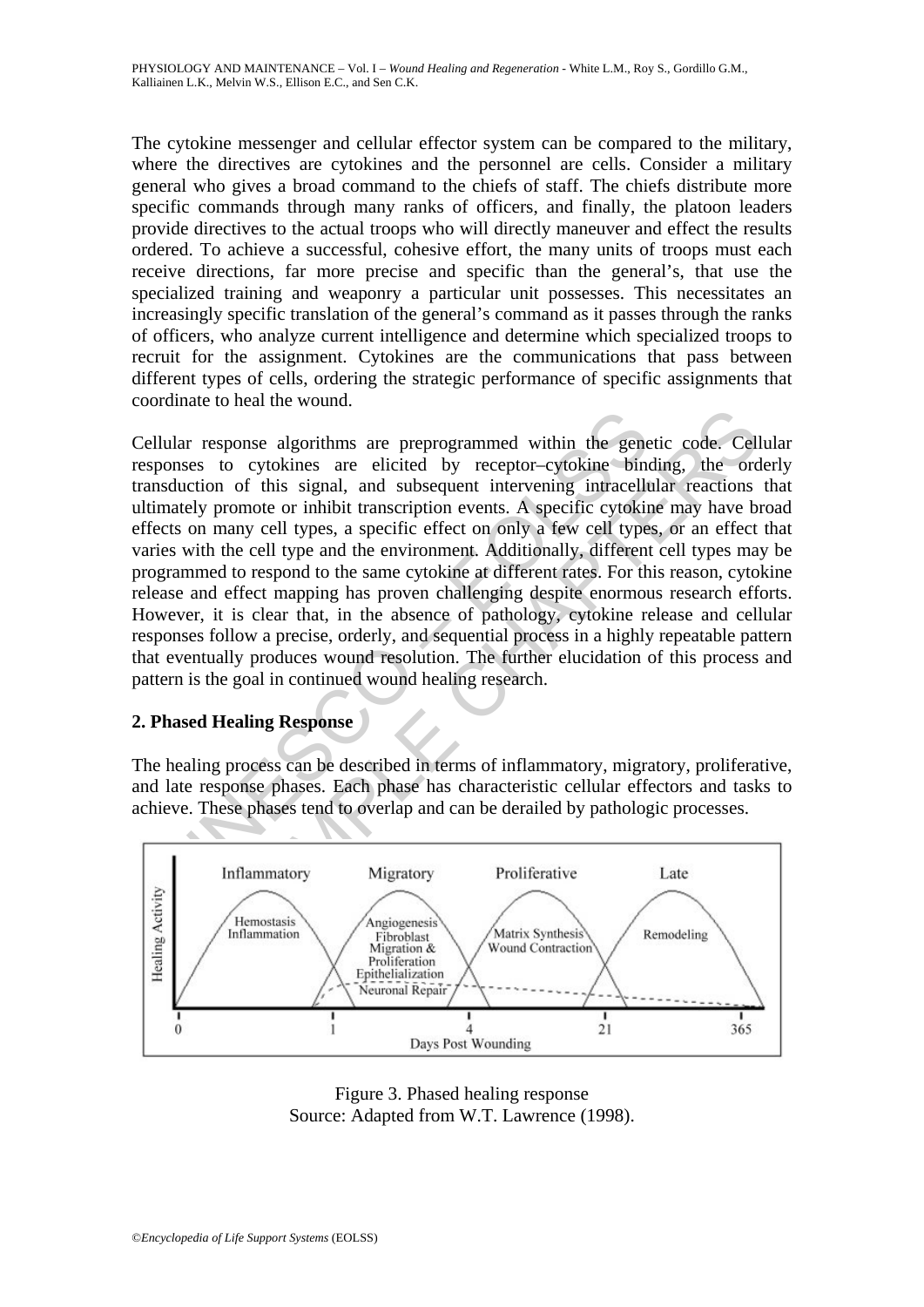The cytokine messenger and cellular effector system can be compared to the military, where the directives are cytokines and the personnel are cells. Consider a military general who gives a broad command to the chiefs of staff. The chiefs distribute more specific commands through many ranks of officers, and finally, the platoon leaders provide directives to the actual troops who will directly maneuver and effect the results ordered. To achieve a successful, cohesive effort, the many units of troops must each receive directions, far more precise and specific than the general's, that use the specialized training and weaponry a particular unit possesses. This necessitates an increasingly specific translation of the general's command as it passes through the ranks of officers, who analyze current intelligence and determine which specialized troops to recruit for the assignment. Cytokines are the communications that pass between different types of cells, ordering the strategic performance of specific assignments that coordinate to heal the wound.

Cellular response algorithms are preprogrammed within the genetic code. Cellular responses to cytokines are elicited by receptor–cytokine binding, the orderly transduction of this signal, and subsequent intervening intracellular reactions that ultimately promote or inhibit transcription events. A specific cytokine may have broad effects on many cell types, a specific effect on only a few cell types, or an effect that varies with the cell type and the environment. Additionally, different cell types may be programmed to respond to the same cytokine at different rates. For this reason, cytokine release and effect mapping has proven challenging despite enormous research efforts. However, it is clear that, in the absence of pathology, cytokine release and cellular responses follow a precise, orderly, and sequential process in a highly repeatable pattern that eventually produces wound resolution. The further elucidation of this process and pattern is the goal in continued wound healing research.

## 2. Phased Healing Response

The healing process can be described in terms of inflammatory, migratory, proliferative, and late response phases. Each phase has characteristic cellular effectors and tasks to achieve. These phases tend to overlap and can be derailed by pathologic processes.

Figure 3. Phased healing response
Source: Adapted from W.T. Lawrence (1998).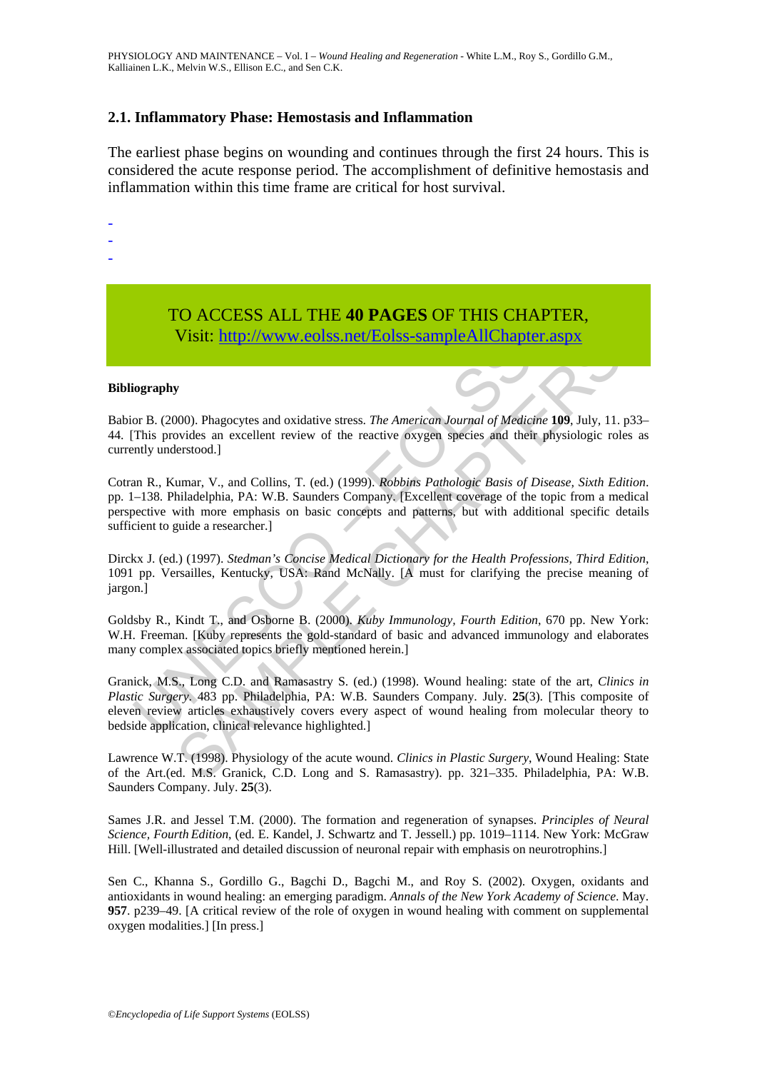### 2.1. Inflammatory Phase: Hemostasis and Inflammation

The earliest phase begins on wounding and continues through the first 24 hours. This is considered the acute response period. The accomplishment of definitive hemostasis and inflammation within this time frame are critical for host survival.

-
-
-

TO ACCESS ALL THE **40 PAGES** OF THIS CHAPTER,
Visit: http://www.eolss.net/Eolss-sampleAllChapter.aspx

**Bibliography**

Babior B. (2000). Phagocytes and oxidative stress. *The American Journal of Medicine* **109**, July, 11. p33–44. [This provides an excellent review of the reactive oxygen species and their physiologic roles as currently understood.]

Cotran R., Kumar, V., and Collins, T. (ed.) (1999). *Robbins Pathologic Basis of Disease, Sixth Edition*. pp. 1–138. Philadelphia, PA: W.B. Saunders Company. [Excellent coverage of the topic from a medical perspective with more emphasis on basic concepts and patterns, but with additional specific details sufficient to guide a researcher.]

Dirckx J. (ed.) (1997). *Stedman's Concise Medical Dictionary for the Health Professions, Third Edition*, 1091 pp. Versailles, Kentucky, USA: Rand McNally. [A must for clarifying the precise meaning of jargon.]

Goldsby R., Kindt T., and Osborne B. (2000). *Kuby Immunology, Fourth Edition*, 670 pp. New York: W.H. Freeman. [Kuby represents the gold-standard of basic and advanced immunology and elaborates many complex associated topics briefly mentioned herein.]

Granick, M.S., Long C.D. and Ramasastry S. (ed.) (1998). Wound healing: state of the art, *Clinics in Plastic Surgery*. 483 pp. Philadelphia, PA: W.B. Saunders Company. July. **25**(3). [This composite of eleven review articles exhaustively covers every aspect of wound healing from molecular theory to bedside application, clinical relevance highlighted.]

Lawrence W.T. (1998). Physiology of the acute wound. *Clinics in Plastic Surgery*, Wound Healing: State of the Art.(ed. M.S. Granick, C.D. Long and S. Ramasastry). pp. 321–335. Philadelphia, PA: W.B. Saunders Company. July. **25**(3).

Sames J.R. and Jessel T.M. (2000). The formation and regeneration of synapses. *Principles of Neural Science, Fourth Edition*, (ed. E. Kandel, J. Schwartz and T. Jessell.) pp. 1019–1114. New York: McGraw Hill. [Well-illustrated and detailed discussion of neuronal repair with emphasis on neurotrophins.]

Sen C., Khanna S., Gordillo G., Bagchi D., Bagchi M., and Roy S. (2002). Oxygen, oxidants and antioxidants in wound healing: an emerging paradigm. *Annals of the New York Academy of Science*. May. **957**. p239–49. [A critical review of the role of oxygen in wound healing with comment on supplemental oxygen modalities.] [In press.]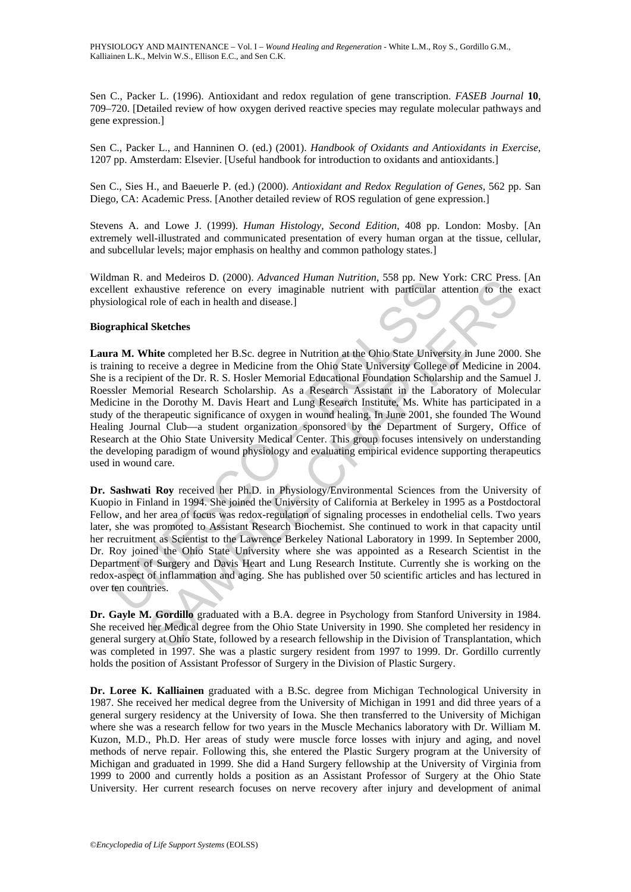Sen C., Packer L. (1996). Antioxidant and redox regulation of gene transcription. *FASEB Journal* **10**, 709–720. [Detailed review of how oxygen derived reactive species may regulate molecular pathways and gene expression.]

Sen C., Packer L., and Hanninen O. (ed.) (2001). *Handbook of Oxidants and Antioxidants in Exercise*, 1207 pp. Amsterdam: Elsevier. [Useful handbook for introduction to oxidants and antioxidants.]

Sen C., Sies H., and Baeuerle P. (ed.) (2000). *Antioxidant and Redox Regulation of Genes*, 562 pp. San Diego, CA: Academic Press. [Another detailed review of ROS regulation of gene expression.]

Stevens A. and Lowe J. (1999). *Human Histology, Second Edition*, 408 pp. London: Mosby. [An extremely well-illustrated and communicated presentation of every human organ at the tissue, cellular, and subcellular levels; major emphasis on healthy and common pathology states.]

Wildman R. and Medeiros D. (2000). *Advanced Human Nutrition*, 558 pp. New York: CRC Press. [An excellent exhaustive reference on every imaginable nutrient with particular attention to the exact physiological role of each in health and disease.]

**Biographical Sketches**

**Laura M. White** completed her B.Sc. degree in Nutrition at the Ohio State University in June 2000. She is training to receive a degree in Medicine from the Ohio State University College of Medicine in 2004. She is a recipient of the Dr. R. S. Hosler Memorial Educational Foundation Scholarship and the Samuel J. Roessler Memorial Research Scholarship. As a Research Assistant in the Laboratory of Molecular Medicine in the Dorothy M. Davis Heart and Lung Research Institute, Ms. White has participated in a study of the therapeutic significance of oxygen in wound healing. In June 2001, she founded The Wound Healing Journal Club—a student organization sponsored by the Department of Surgery, Office of Research at the Ohio State University Medical Center. This group focuses intensively on understanding the developing paradigm of wound physiology and evaluating empirical evidence supporting therapeutics used in wound care.

**Dr. Sashwati Roy** received her Ph.D. in Physiology/Environmental Sciences from the University of Kuopio in Finland in 1994. She joined the University of California at Berkeley in 1995 as a Postdoctoral Fellow, and her area of focus was redox-regulation of signaling processes in endothelial cells. Two years later, she was promoted to Assistant Research Biochemist. She continued to work in that capacity until her recruitment as Scientist to the Lawrence Berkeley National Laboratory in 1999. In September 2000, Dr. Roy joined the Ohio State University where she was appointed as a Research Scientist in the Department of Surgery and Davis Heart and Lung Research Institute. Currently she is working on the redox-aspect of inflammation and aging. She has published over 50 scientific articles and has lectured in over ten countries.

**Dr. Gayle M. Gordillo** graduated with a B.A. degree in Psychology from Stanford University in 1984. She received her Medical degree from the Ohio State University in 1990. She completed her residency in general surgery at Ohio State, followed by a research fellowship in the Division of Transplantation, which was completed in 1997. She was a plastic surgery resident from 1997 to 1999. Dr. Gordillo currently holds the position of Assistant Professor of Surgery in the Division of Plastic Surgery.

**Dr. Loree K. Kalliainen** graduated with a B.Sc. degree from Michigan Technological University in 1987. She received her medical degree from the University of Michigan in 1991 and did three years of a general surgery residency at the University of Iowa. She then transferred to the University of Michigan where she was a research fellow for two years in the Muscle Mechanics laboratory with Dr. William M. Kuzon, M.D., Ph.D. Her areas of study were muscle force losses with injury and aging, and novel methods of nerve repair. Following this, she entered the Plastic Surgery program at the University of Michigan and graduated in 1999. She did a Hand Surgery fellowship at the University of Virginia from 1999 to 2000 and currently holds a position as an Assistant Professor of Surgery at the Ohio State University. Her current research focuses on nerve recovery after injury and development of animal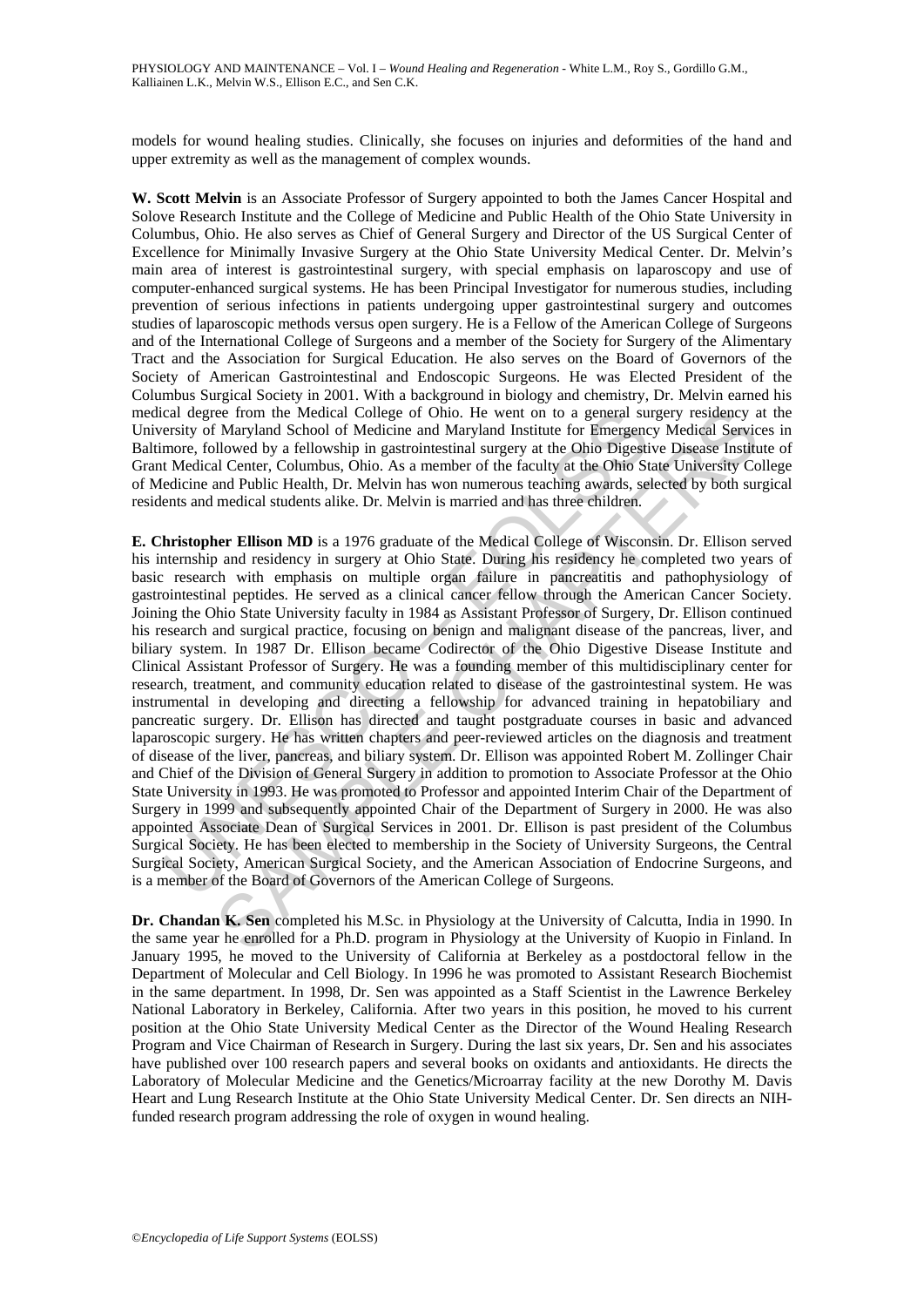models for wound healing studies. Clinically, she focuses on injuries and deformities of the hand and upper extremity as well as the management of complex wounds.

**W. Scott Melvin** is an Associate Professor of Surgery appointed to both the James Cancer Hospital and Solove Research Institute and the College of Medicine and Public Health of the Ohio State University in Columbus, Ohio. He also serves as Chief of General Surgery and Director of the US Surgical Center of Excellence for Minimally Invasive Surgery at the Ohio State University Medical Center. Dr. Melvin's main area of interest is gastrointestinal surgery, with special emphasis on laparoscopy and use of computer-enhanced surgical systems. He has been Principal Investigator for numerous studies, including prevention of serious infections in patients undergoing upper gastrointestinal surgery and outcomes studies of laparoscopic methods versus open surgery. He is a Fellow of the American College of Surgeons and of the International College of Surgeons and a member of the Society for Surgery of the Alimentary Tract and the Association for Surgical Education. He also serves on the Board of Governors of the Society of American Gastrointestinal and Endoscopic Surgeons. He was Elected President of the Columbus Surgical Society in 2001. With a background in biology and chemistry, Dr. Melvin earned his medical degree from the Medical College of Ohio. He went on to a general surgery residency at the University of Maryland School of Medicine and Maryland Institute for Emergency Medical Services in Baltimore, followed by a fellowship in gastrointestinal surgery at the Ohio Digestive Disease Institute of Grant Medical Center, Columbus, Ohio. As a member of the faculty at the Ohio State University College of Medicine and Public Health, Dr. Melvin has won numerous teaching awards, selected by both surgical residents and medical students alike. Dr. Melvin is married and has three children.

**E. Christopher Ellison MD** is a 1976 graduate of the Medical College of Wisconsin. Dr. Ellison served his internship and residency in surgery at Ohio State. During his residency he completed two years of basic research with emphasis on multiple organ failure in pancreatitis and pathophysiology of gastrointestinal peptides. He served as a clinical cancer fellow through the American Cancer Society. Joining the Ohio State University faculty in 1984 as Assistant Professor of Surgery, Dr. Ellison continued his research and surgical practice, focusing on benign and malignant disease of the pancreas, liver, and biliary system. In 1987 Dr. Ellison became Codirector of the Ohio Digestive Disease Institute and Clinical Assistant Professor of Surgery. He was a founding member of this multidisciplinary center for research, treatment, and community education related to disease of the gastrointestinal system. He was instrumental in developing and directing a fellowship for advanced training in hepatobiliary and pancreatic surgery. Dr. Ellison has directed and taught postgraduate courses in basic and advanced laparoscopic surgery. He has written chapters and peer-reviewed articles on the diagnosis and treatment of disease of the liver, pancreas, and biliary system. Dr. Ellison was appointed Robert M. Zollinger Chair and Chief of the Division of General Surgery in addition to promotion to Associate Professor at the Ohio State University in 1993. He was promoted to Professor and appointed Interim Chair of the Department of Surgery in 1999 and subsequently appointed Chair of the Department of Surgery in 2000. He was also appointed Associate Dean of Surgical Services in 2001. Dr. Ellison is past president of the Columbus Surgical Society. He has been elected to membership in the Society of University Surgeons, the Central Surgical Society, American Surgical Society, and the American Association of Endocrine Surgeons, and is a member of the Board of Governors of the American College of Surgeons.

**Dr. Chandan K. Sen** completed his M.Sc. in Physiology at the University of Calcutta, India in 1990. In the same year he enrolled for a Ph.D. program in Physiology at the University of Kuopio in Finland. In January 1995, he moved to the University of California at Berkeley as a postdoctoral fellow in the Department of Molecular and Cell Biology. In 1996 he was promoted to Assistant Research Biochemist in the same department. In 1998, Dr. Sen was appointed as a Staff Scientist in the Lawrence Berkeley National Laboratory in Berkeley, California. After two years in this position, he moved to his current position at the Ohio State University Medical Center as the Director of the Wound Healing Research Program and Vice Chairman of Research in Surgery. During the last six years, Dr. Sen and his associates have published over 100 research papers and several books on oxidants and antioxidants. He directs the Laboratory of Molecular Medicine and the Genetics/Microarray facility at the new Dorothy M. Davis Heart and Lung Research Institute at the Ohio State University Medical Center. Dr. Sen directs an NIH-funded research program addressing the role of oxygen in wound healing.